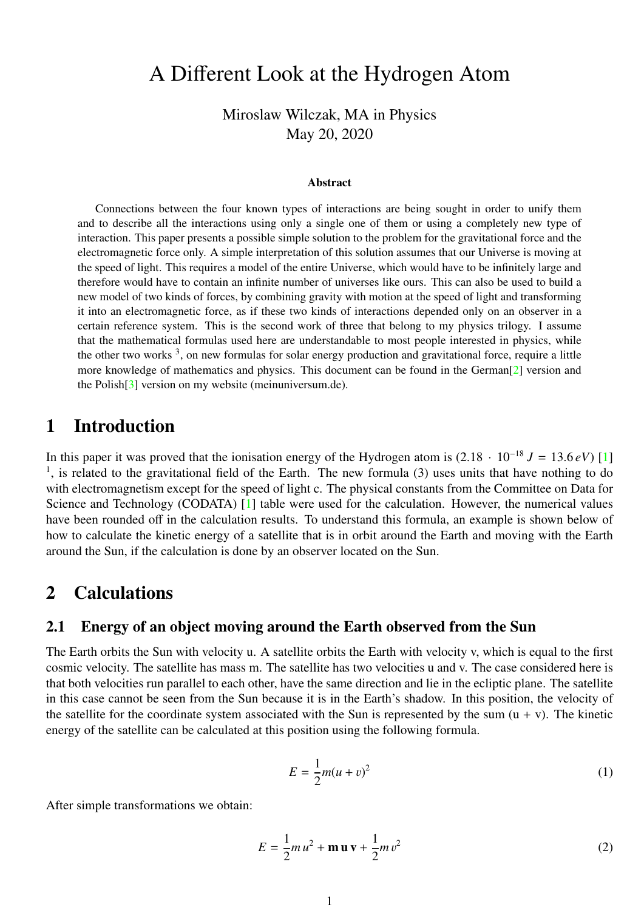# A Different Look at the Hydrogen Atom

Miroslaw Wilczak, MA in Physics
May 20, 2020

**Abstract**

Connections between the four known types of interactions are being sought in order to unify them and to describe all the interactions using only a single one of them or using a completely new type of interaction. This paper presents a possible simple solution to the problem for the gravitational force and the electromagnetic force only. A simple interpretation of this solution assumes that our Universe is moving at the speed of light. This requires a model of the entire Universe, which would have to be infinitely large and therefore would have to contain an infinite number of universes like ours. This can also be used to build a new model of two kinds of forces, by combining gravity with motion at the speed of light and transforming it into an electromagnetic force, as if these two kinds of interactions depended only on an observer in a certain reference system. This is the second work of three that belong to my physics trilogy. I assume that the mathematical formulas used here are understandable to most people interested in physics, while the other two works [3], on new formulas for solar energy production and gravitational force, require a little more knowledge of mathematics and physics. This document can be found in the German[2] version and the Polish[3] version on my website (meinuniversum.de).

## 1 Introduction

In this paper it was proved that the ionisation energy of the Hydrogen atom is ($2.18 \cdot 10^{-18}\,J = 13.6\,eV$) [1] [1], is related to the gravitational field of the Earth. The new formula (3) uses units that have nothing to do with electromagnetism except for the speed of light c. The physical constants from the Committee on Data for Science and Technology (CODATA) [1] table were used for the calculation. However, the numerical values have been rounded off in the calculation results. To understand this formula, an example is shown below of how to calculate the kinetic energy of a satellite that is in orbit around the Earth and moving with the Earth around the Sun, if the calculation is done by an observer located on the Sun.

## 2 Calculations

### 2.1 Energy of an object moving around the Earth observed from the Sun

The Earth orbits the Sun with velocity u. A satellite orbits the Earth with velocity v, which is equal to the first cosmic velocity. The satellite has mass m. The satellite has two velocities u and v. The case considered here is that both velocities run parallel to each other, have the same direction and lie in the ecliptic plane. The satellite in this case cannot be seen from the Sun because it is in the Earth's shadow. In this position, the velocity of the satellite for the coordinate system associated with the Sun is represented by the sum (u + v). The kinetic energy of the satellite can be calculated at this position using the following formula.

$$E = \frac{1}{2}m(u+v)^2 \tag{1}$$

After simple transformations we obtain:

$$E = \frac{1}{2}m\,u^2 + \mathbf{m\,u\,v} + \frac{1}{2}m\,v^2 \tag{2}$$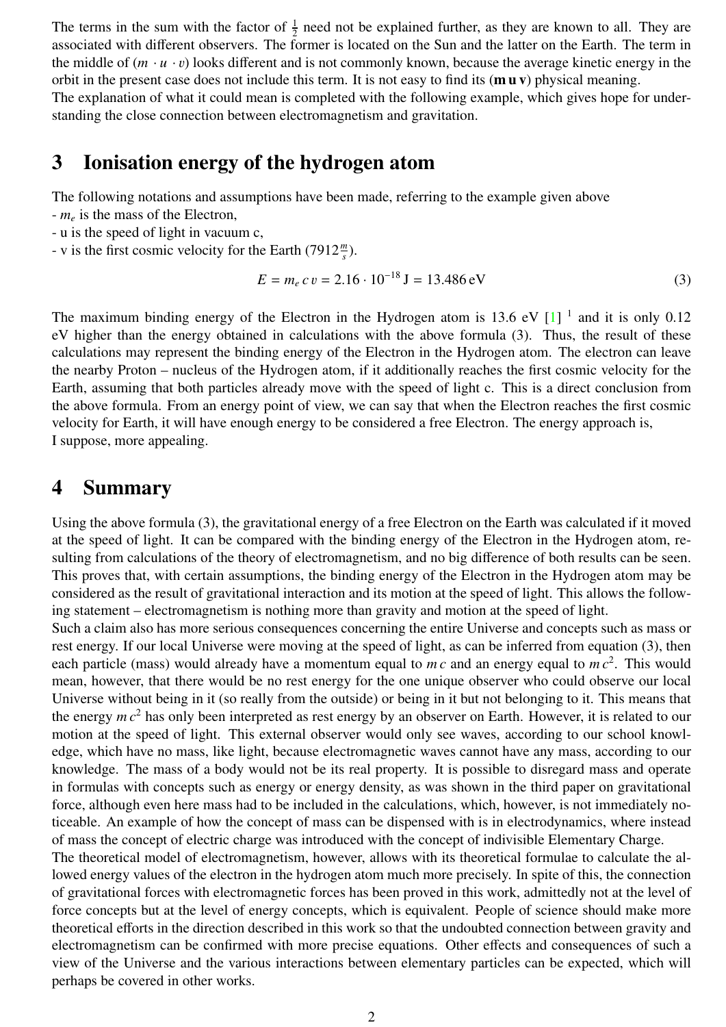The terms in the sum with the factor of $\frac{1}{2}$ need not be explained further, as they are known to all. They are associated with different observers. The former is located on the Sun and the latter on the Earth. The term in the middle of $(m \cdot u \cdot v)$ looks different and is not commonly known, because the average kinetic energy in the orbit in the present case does not include this term. It is not easy to find its (**m u v**) physical meaning.
The explanation of what it could mean is completed with the following example, which gives hope for understanding the close connection between electromagnetism and gravitation.

## 3 Ionisation energy of the hydrogen atom

The following notations and assumptions have been made, referring to the example given above
- $m_e$ is the mass of the Electron,
- u is the speed of light in vacuum c,
- v is the first cosmic velocity for the Earth ($7912\frac{m}{s}$).

$$E = m_e\, c\, v = 2.16 \cdot 10^{-18}\,\mathrm{J} = 13.486\,\mathrm{eV} \tag{3}$$

The maximum binding energy of the Electron in the Hydrogen atom is 13.6 eV [1] [1] and it is only 0.12 eV higher than the energy obtained in calculations with the above formula (3). Thus, the result of these calculations may represent the binding energy of the Electron in the Hydrogen atom. The electron can leave the nearby Proton – nucleus of the Hydrogen atom, if it additionally reaches the first cosmic velocity for the Earth, assuming that both particles already move with the speed of light c. This is a direct conclusion from the above formula. From an energy point of view, we can say that when the Electron reaches the first cosmic velocity for Earth, it will have enough energy to be considered a free Electron. The energy approach is,
I suppose, more appealing.

## 4 Summary

Using the above formula (3), the gravitational energy of a free Electron on the Earth was calculated if it moved at the speed of light. It can be compared with the binding energy of the Electron in the Hydrogen atom, resulting from calculations of the theory of electromagnetism, and no big difference of both results can be seen. This proves that, with certain assumptions, the binding energy of the Electron in the Hydrogen atom may be considered as the result of gravitational interaction and its motion at the speed of light. This allows the following statement – electromagnetism is nothing more than gravity and motion at the speed of light.
Such a claim also has more serious consequences concerning the entire Universe and concepts such as mass or rest energy. If our local Universe were moving at the speed of light, as can be inferred from equation (3), then each particle (mass) would already have a momentum equal to $m\,c$ and an energy equal to $m\,c^2$. This would mean, however, that there would be no rest energy for the one unique observer who could observe our local Universe without being in it (so really from the outside) or being in it but not belonging to it. This means that the energy $m\,c^2$ has only been interpreted as rest energy by an observer on Earth. However, it is related to our motion at the speed of light. This external observer would only see waves, according to our school knowledge, which have no mass, like light, because electromagnetic waves cannot have any mass, according to our knowledge. The mass of a body would not be its real property. It is possible to disregard mass and operate in formulas with concepts such as energy or energy density, as was shown in the third paper on gravitational force, although even here mass had to be included in the calculations, which, however, is not immediately noticeable. An example of how the concept of mass can be dispensed with is in electrodynamics, where instead of mass the concept of electric charge was introduced with the concept of indivisible Elementary Charge.
The theoretical model of electromagnetism, however, allows with its theoretical formulae to calculate the allowed energy values of the electron in the hydrogen atom much more precisely. In spite of this, the connection of gravitational forces with electromagnetic forces has been proved in this work, admittedly not at the level of force concepts but at the level of energy concepts, which is equivalent. People of science should make more theoretical efforts in the direction described in this work so that the undoubted connection between gravity and electromagnetism can be confirmed with more precise equations. Other effects and consequences of such a view of the Universe and the various interactions between elementary particles can be expected, which will perhaps be covered in other works.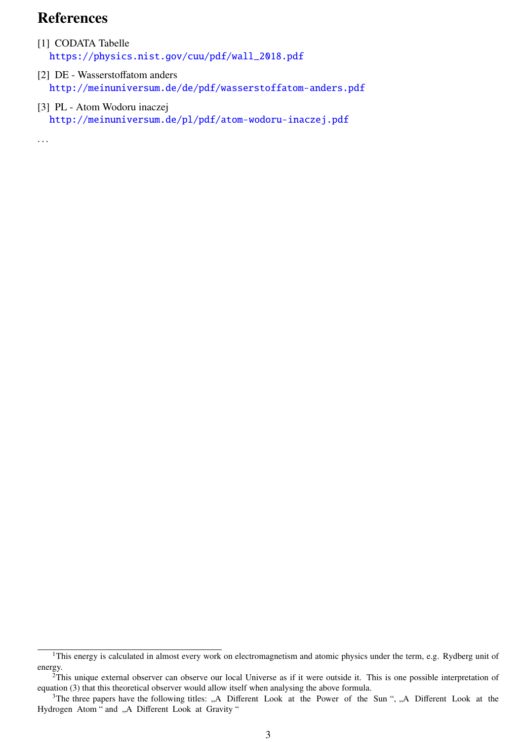# References

[1] CODATA Tabelle
https://physics.nist.gov/cuu/pdf/wall_2018.pdf

[2] DE - Wasserstoffatom anders
http://meinuniversum.de/de/pdf/wasserstoffatom-anders.pdf

[3] PL - Atom Wodoru inaczej
http://meinuniversum.de/pl/pdf/atom-wodoru-inaczej.pdf

...

---

[1] This energy is calculated in almost every work on electromagnetism and atomic physics under the term, e.g. Rydberg unit of energy.

[2] This unique external observer can observe our local Universe as if it were outside it. This is one possible interpretation of equation (3) that this theoretical observer would allow itself when analysing the above formula.

[3] The three papers have the following titles: „A Different Look at the Power of the Sun ", „A Different Look at the Hydrogen Atom " and „A Different Look at Gravity "